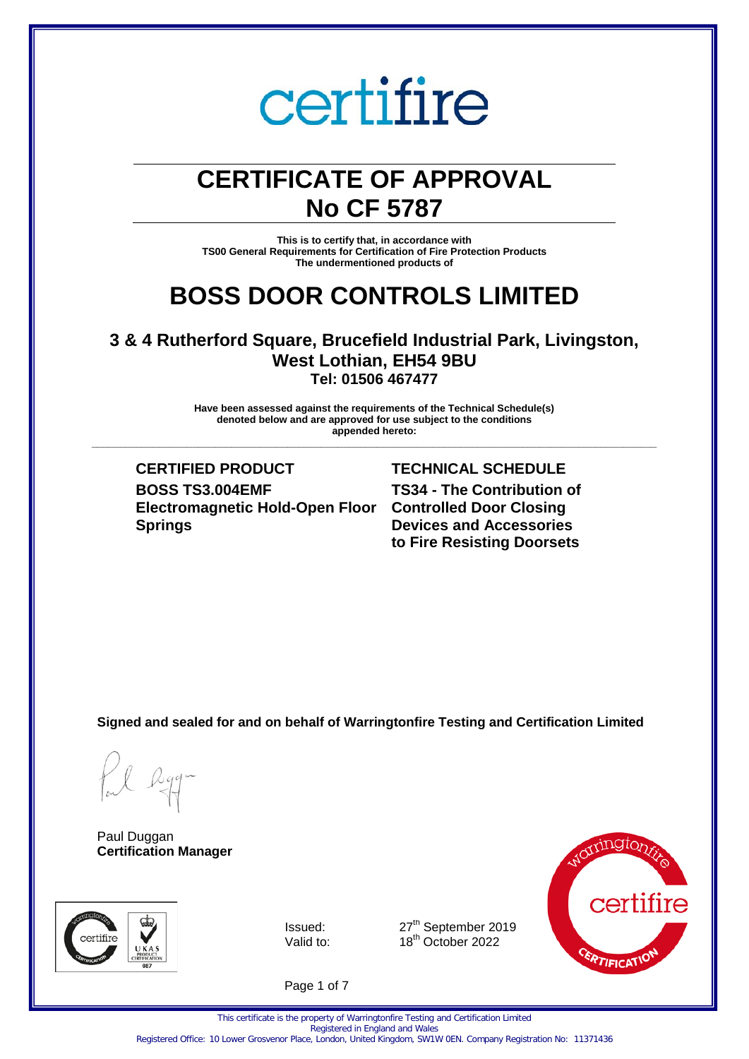certifire

# CERTIFICATE OF APPROVAL
# No CF 5787

**This is to certify that, in accordance with**
**TS00 General Requirements for Certification of Fire Protection Products**
**The undermentioned products of**

# BOSS DOOR CONTROLS LIMITED

### 3 & 4 Rutherford Square, Brucefield Industrial Park, Livingston, West Lothian, EH54 9BU
**Tel: 01506 467477**

**Have been assessed against the requirements of the Technical Schedule(s) denoted below and are approved for use subject to the conditions appended hereto:**

---

| CERTIFIED PRODUCT | TECHNICAL SCHEDULE |
|---|---|
| **BOSS TS3.004EMF Electromagnetic Hold-Open Floor Springs** | **TS34 - The Contribution of Controlled Door Closing Devices and Accessories to Fire Resisting Doorsets** |

**Signed and sealed for and on behalf of Warringtonfire Testing and Certification Limited**

Paul Duggan
**Certification Manager**

Issued: 27th September 2019
Valid to: 18th October 2022

This certificate is the property of Warringtonfire Testing and Certification Limited
Registered in England and Wales
Registered Office: 10 Lower Grosvenor Place, London, United Kingdom, SW1W 0EN. Company Registration No: 11371436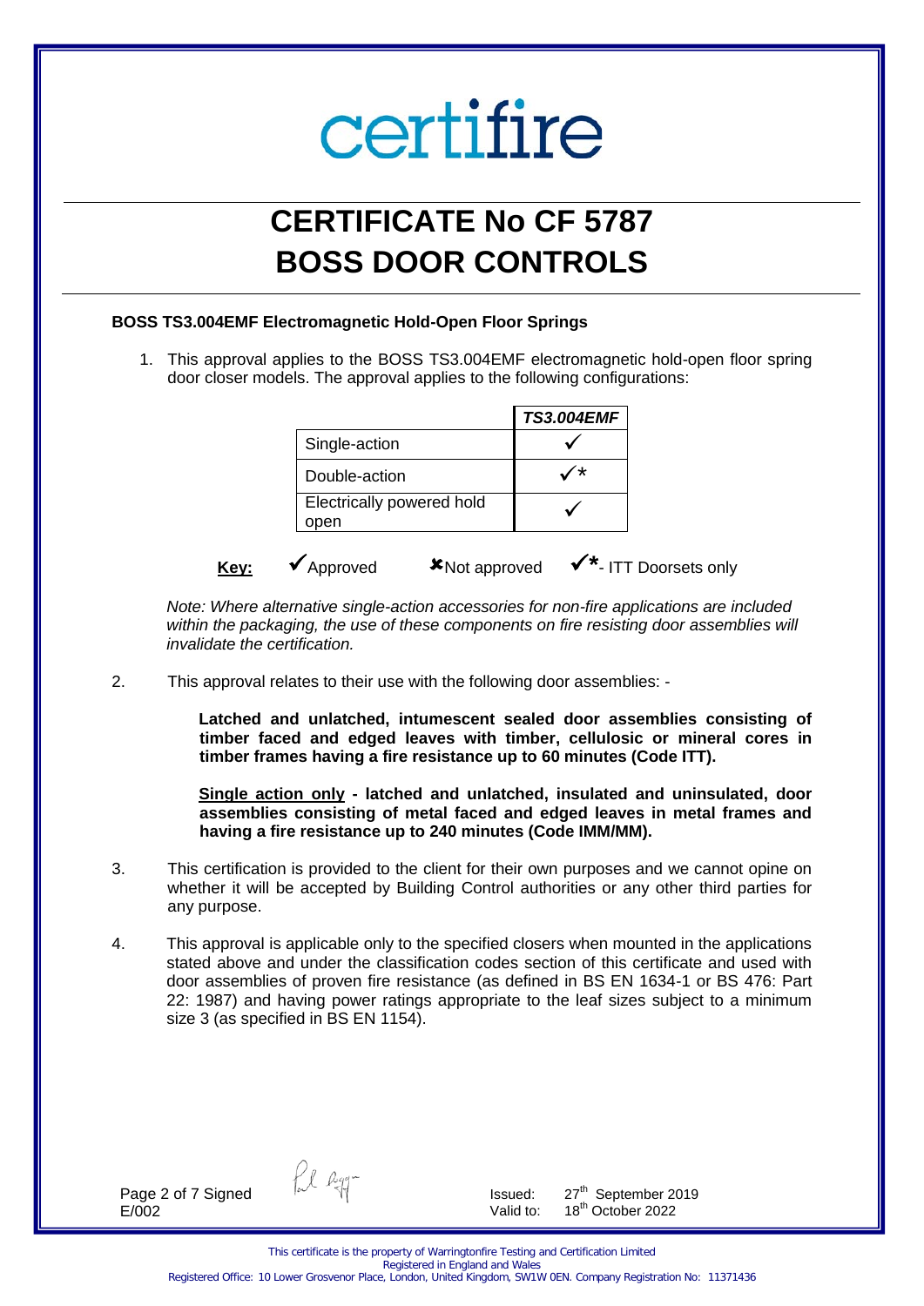certifire

# CERTIFICATE No CF 5787
# BOSS DOOR CONTROLS

**BOSS TS3.004EMF Electromagnetic Hold-Open Floor Springs**

1. This approval applies to the BOSS TS3.004EMF electromagnetic hold-open floor spring door closer models. The approval applies to the following configurations:

| | ***TS3.004EMF*** |
|---|---|
| Single-action | ✓ |
| Double-action | ✓* |
| Electrically powered hold open | ✓ |

**Key:** ✓Approved ✘Not approved ✓*- ITT Doorsets only

*Note: Where alternative single-action accessories for non-fire applications are included within the packaging, the use of these components on fire resisting door assemblies will invalidate the certification.*

2. This approval relates to their use with the following door assemblies: -

   **Latched and unlatched, intumescent sealed door assemblies consisting of timber faced and edged leaves with timber, cellulosic or mineral cores in timber frames having a fire resistance up to 60 minutes (Code ITT).**

   **Single action only - latched and unlatched, insulated and uninsulated, door assemblies consisting of metal faced and edged leaves in metal frames and having a fire resistance up to 240 minutes (Code IMM/MM).**

3. This certification is provided to the client for their own purposes and we cannot opine on whether it will be accepted by Building Control authorities or any other third parties for any purpose.

4. This approval is applicable only to the specified closers when mounted in the applications stated above and under the classification codes section of this certificate and used with door assemblies of proven fire resistance (as defined in BS EN 1634-1 or BS 476: Part 22: 1987) and having power ratings appropriate to the leaf sizes subject to a minimum size 3 (as specified in BS EN 1154).

Signed
E/002

Issued: 27th September 2019
Valid to: 18th October 2022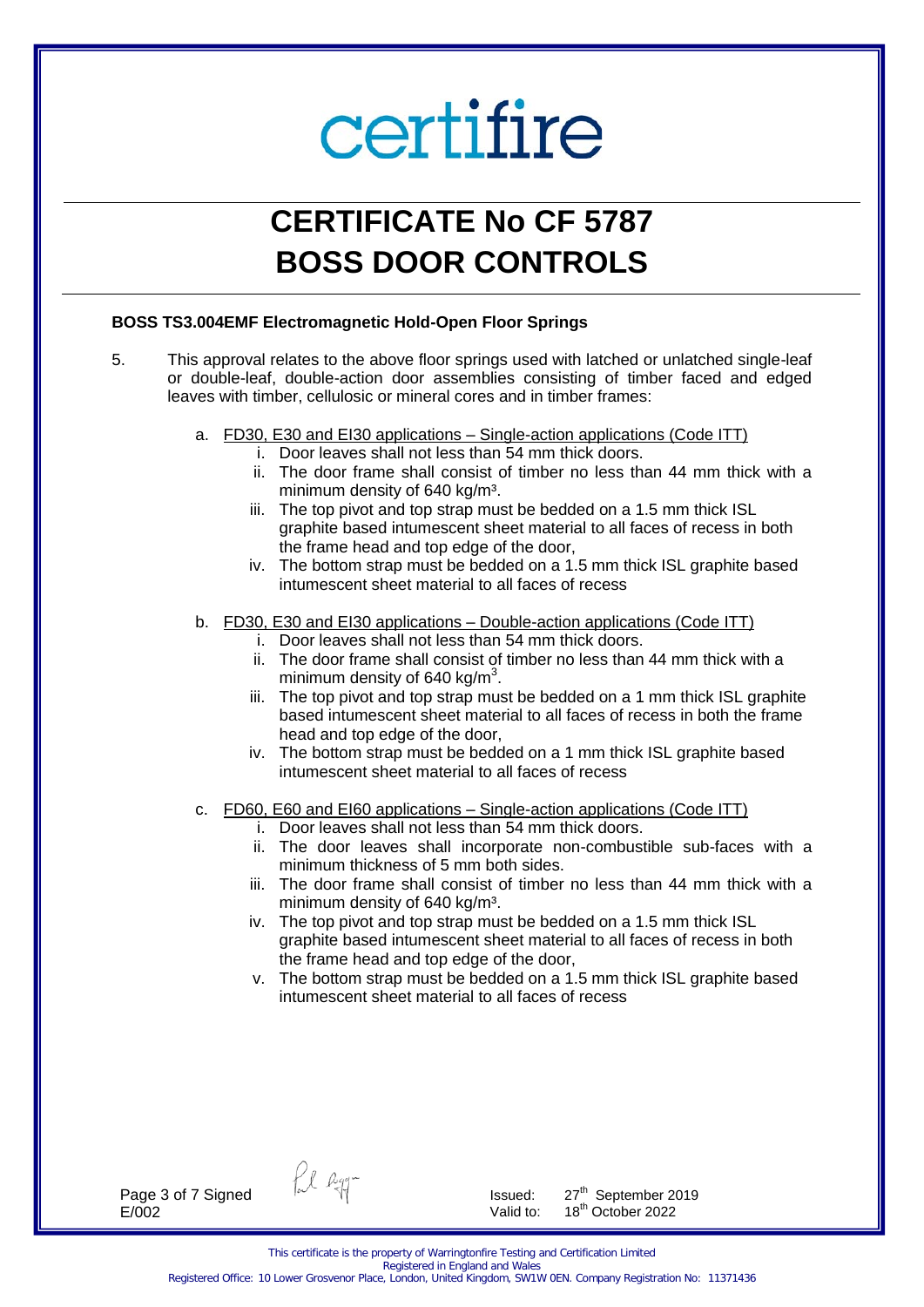# certifire

# CERTIFICATE No CF 5787
# BOSS DOOR CONTROLS

**BOSS TS3.004EMF Electromagnetic Hold-Open Floor Springs**

5. This approval relates to the above floor springs used with latched or unlatched single-leaf or double-leaf, double-action door assemblies consisting of timber faced and edged leaves with timber, cellulosic or mineral cores and in timber frames:

   a. FD30, E30 and EI30 applications – Single-action applications (Code ITT)
      i. Door leaves shall not less than 54 mm thick doors.
      ii. The door frame shall consist of timber no less than 44 mm thick with a minimum density of 640 kg/m³.
      iii. The top pivot and top strap must be bedded on a 1.5 mm thick ISL graphite based intumescent sheet material to all faces of recess in both the frame head and top edge of the door,
      iv. The bottom strap must be bedded on a 1.5 mm thick ISL graphite based intumescent sheet material to all faces of recess

   b. FD30, E30 and EI30 applications – Double-action applications (Code ITT)
      i. Door leaves shall not less than 54 mm thick doors.
      ii. The door frame shall consist of timber no less than 44 mm thick with a minimum density of 640 kg/m³.
      iii. The top pivot and top strap must be bedded on a 1 mm thick ISL graphite based intumescent sheet material to all faces of recess in both the frame head and top edge of the door,
      iv. The bottom strap must be bedded on a 1 mm thick ISL graphite based intumescent sheet material to all faces of recess

   c. FD60, E60 and EI60 applications – Single-action applications (Code ITT)
      i. Door leaves shall not less than 54 mm thick doors.
      ii. The door leaves shall incorporate non-combustible sub-faces with a minimum thickness of 5 mm both sides.
      iii. The door frame shall consist of timber no less than 44 mm thick with a minimum density of 640 kg/m³.
      iv. The top pivot and top strap must be bedded on a 1.5 mm thick ISL graphite based intumescent sheet material to all faces of recess in both the frame head and top edge of the door,
      v. The bottom strap must be bedded on a 1.5 mm thick ISL graphite based intumescent sheet material to all faces of recess

Signed
E/002

Issued: 27th September 2019
Valid to: 18th October 2022

This certificate is the property of Warringtonfire Testing and Certification Limited
Registered in England and Wales
Registered Office: 10 Lower Grosvenor Place, London, United Kingdom, SW1W 0EN. Company Registration No: 11371436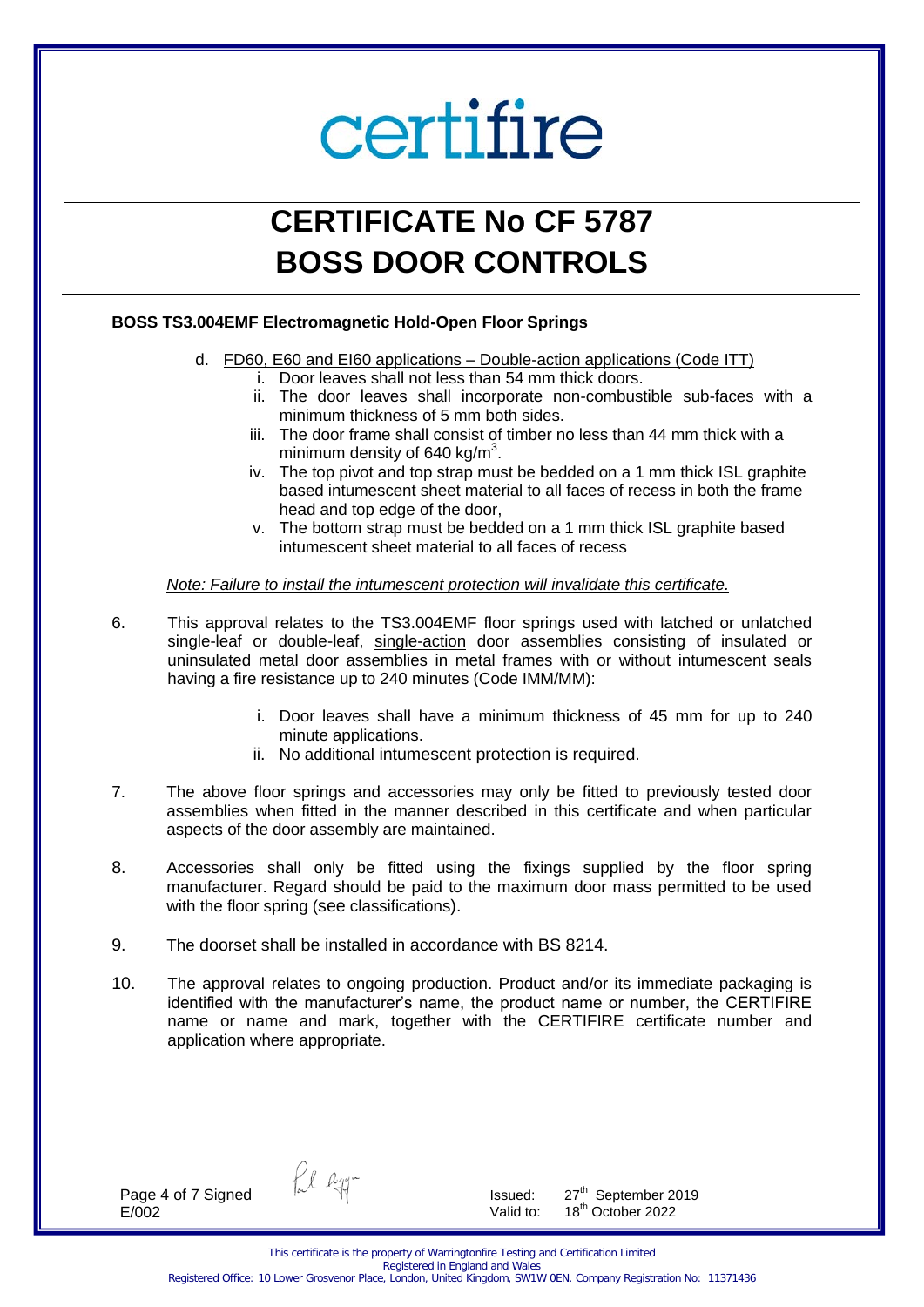certifire

# CERTIFICATE No CF 5787
# BOSS DOOR CONTROLS

**BOSS TS3.004EMF Electromagnetic Hold-Open Floor Springs**

d. FD60, E60 and EI60 applications – Double-action applications (Code ITT)
   i. Door leaves shall not less than 54 mm thick doors.
   ii. The door leaves shall incorporate non-combustible sub-faces with a minimum thickness of 5 mm both sides.
   iii. The door frame shall consist of timber no less than 44 mm thick with a minimum density of 640 kg/m$^3$.
   iv. The top pivot and top strap must be bedded on a 1 mm thick ISL graphite based intumescent sheet material to all faces of recess in both the frame head and top edge of the door,
   v. The bottom strap must be bedded on a 1 mm thick ISL graphite based intumescent sheet material to all faces of recess

*Note: Failure to install the intumescent protection will invalidate this certificate.*

6. This approval relates to the TS3.004EMF floor springs used with latched or unlatched single-leaf or double-leaf, single-action door assemblies consisting of insulated or uninsulated metal door assemblies in metal frames with or without intumescent seals having a fire resistance up to 240 minutes (Code IMM/MM):
   i. Door leaves shall have a minimum thickness of 45 mm for up to 240 minute applications.
   ii. No additional intumescent protection is required.

7. The above floor springs and accessories may only be fitted to previously tested door assemblies when fitted in the manner described in this certificate and when particular aspects of the door assembly are maintained.

8. Accessories shall only be fitted using the fixings supplied by the floor spring manufacturer. Regard should be paid to the maximum door mass permitted to be used with the floor spring (see classifications).

9. The doorset shall be installed in accordance with BS 8214.

10. The approval relates to ongoing production. Product and/or its immediate packaging is identified with the manufacturer's name, the product name or number, the CERTIFIRE name or name and mark, together with the CERTIFIRE certificate number and application where appropriate.

Signed
E/002

Issued: 27th September 2019
Valid to: 18th October 2022

This certificate is the property of Warringtonfire Testing and Certification Limited
Registered in England and Wales
Registered Office: 10 Lower Grosvenor Place, London, United Kingdom, SW1W 0EN. Company Registration No: 11371436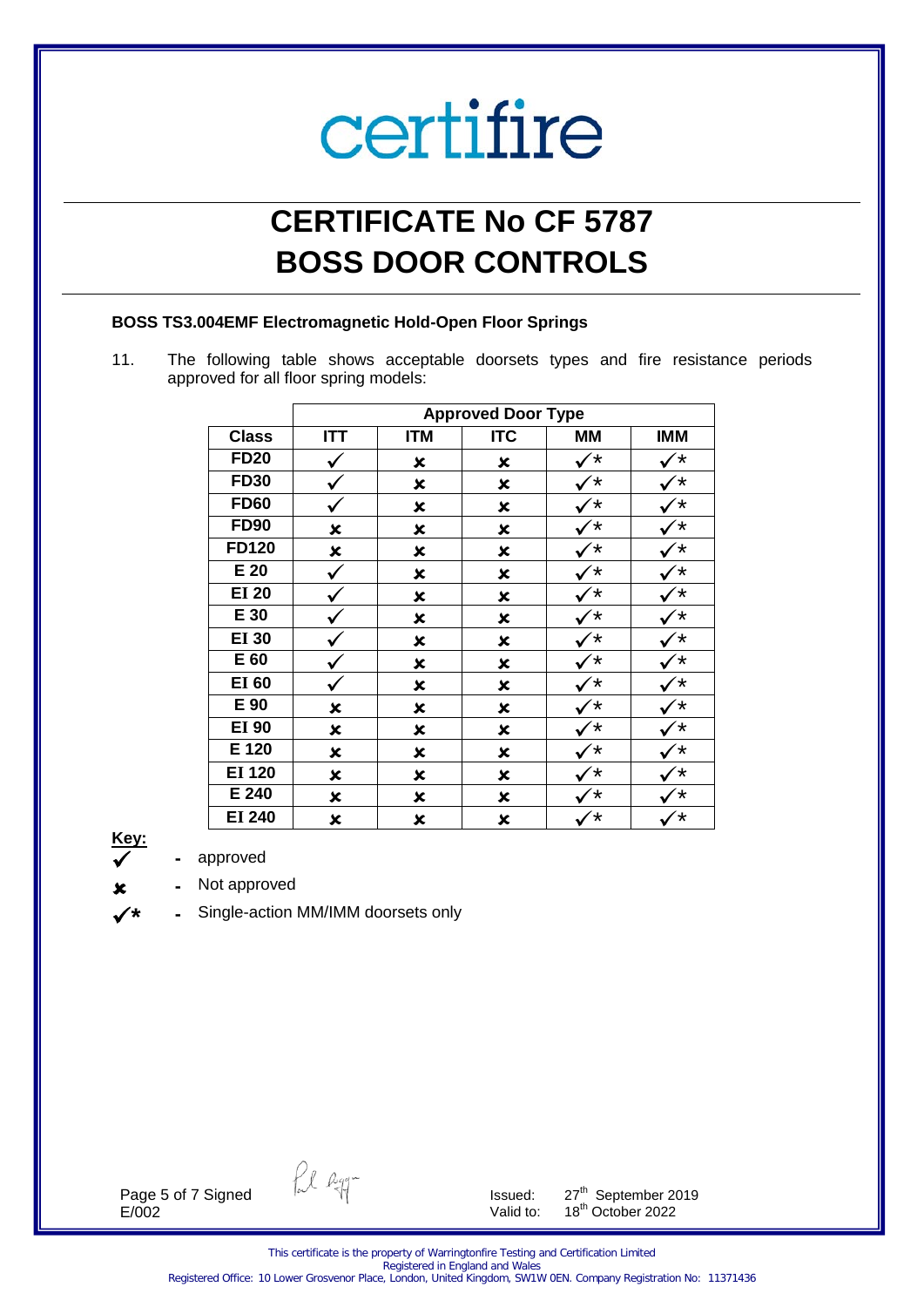certifire

# CERTIFICATE No CF 5787
# BOSS DOOR CONTROLS

**BOSS TS3.004EMF Electromagnetic Hold-Open Floor Springs**

11. The following table shows acceptable doorsets types and fire resistance periods approved for all floor spring models:

| | Approved Door Type | | | | |
|---|---|---|---|---|---|
| **Class** | **ITT** | **ITM** | **ITC** | **MM** | **IMM** |
| **FD20** | ✓ | ✘ | ✘ | ✓* | ✓* |
| **FD30** | ✓ | ✘ | ✘ | ✓* | ✓* |
| **FD60** | ✓ | ✘ | ✘ | ✓* | ✓* |
| **FD90** | ✘ | ✘ | ✘ | ✓* | ✓* |
| **FD120** | ✘ | ✘ | ✘ | ✓* | ✓* |
| **E 20** | ✓ | ✘ | ✘ | ✓* | ✓* |
| **EI 20** | ✓ | ✘ | ✘ | ✓* | ✓* |
| **E 30** | ✓ | ✘ | ✘ | ✓* | ✓* |
| **EI 30** | ✓ | ✘ | ✘ | ✓* | ✓* |
| **E 60** | ✓ | ✘ | ✘ | ✓* | ✓* |
| **EI 60** | ✓ | ✘ | ✘ | ✓* | ✓* |
| **E 90** | ✘ | ✘ | ✘ | ✓* | ✓* |
| **EI 90** | ✘ | ✘ | ✘ | ✓* | ✓* |
| **E 120** | ✘ | ✘ | ✘ | ✓* | ✓* |
| **EI 120** | ✘ | ✘ | ✘ | ✓* | ✓* |
| **E 240** | ✘ | ✘ | ✘ | ✓* | ✓* |
| **EI 240** | ✘ | ✘ | ✘ | ✓* | ✓* |

**Key:**

✓ - approved

✘ - Not approved

✓* - Single-action MM/IMM doorsets only

Page 5 of 7 Signed
E/002

Issued: 27th September 2019
Valid to: 18th October 2022

This certificate is the property of Warringtonfire Testing and Certification Limited
Registered in England and Wales
Registered Office: 10 Lower Grosvenor Place, London, United Kingdom, SW1W 0EN. Company Registration No: 11371436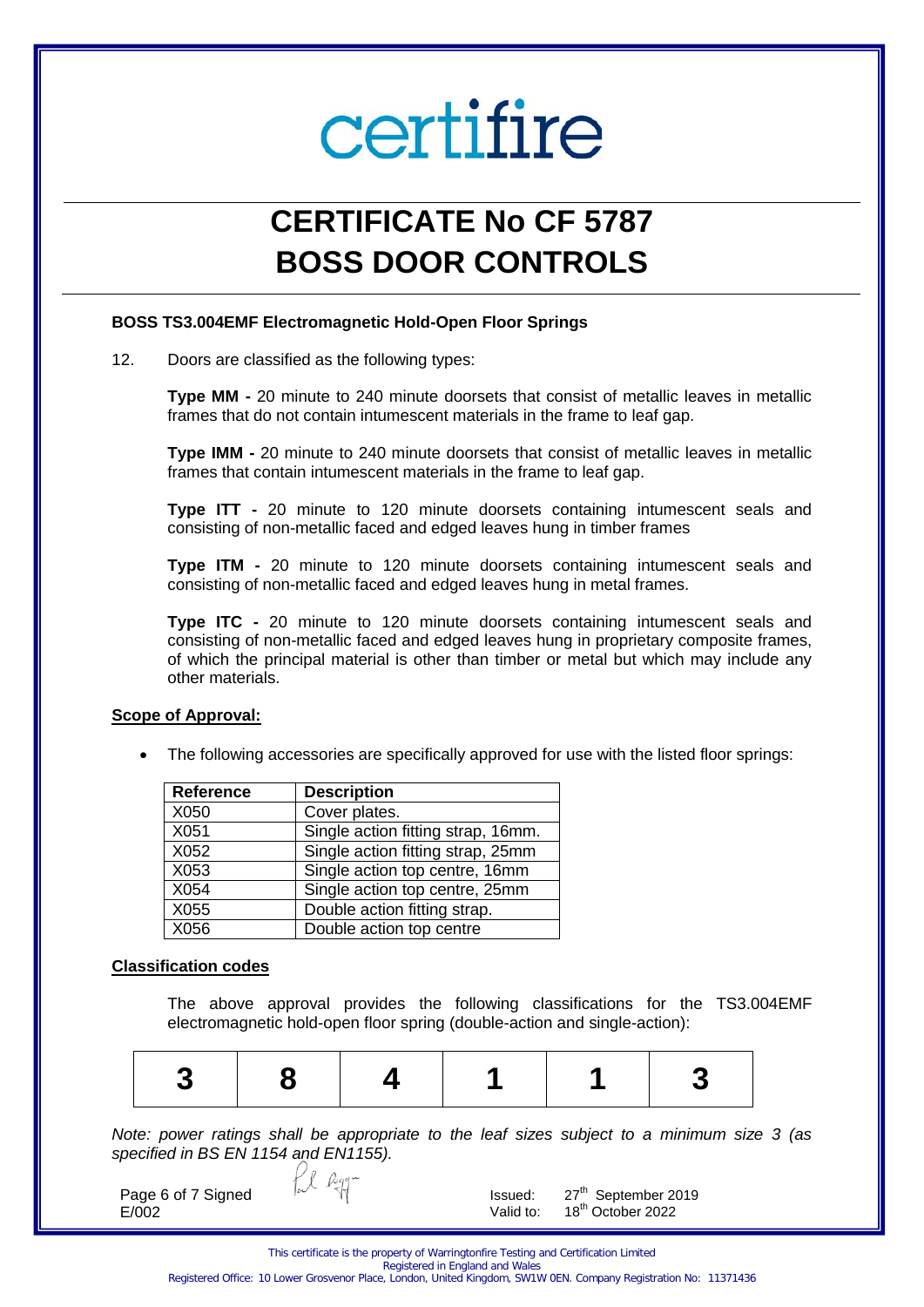# certifire

# CERTIFICATE No CF 5787
# BOSS DOOR CONTROLS

**BOSS TS3.004EMF Electromagnetic Hold-Open Floor Springs**

12. Doors are classified as the following types:

    **Type MM -** 20 minute to 240 minute doorsets that consist of metallic leaves in metallic frames that do not contain intumescent materials in the frame to leaf gap.

    **Type IMM -** 20 minute to 240 minute doorsets that consist of metallic leaves in metallic frames that contain intumescent materials in the frame to leaf gap.

    **Type ITT -** 20 minute to 120 minute doorsets containing intumescent seals and consisting of non-metallic faced and edged leaves hung in timber frames

    **Type ITM -** 20 minute to 120 minute doorsets containing intumescent seals and consisting of non-metallic faced and edged leaves hung in metal frames.

    **Type ITC -** 20 minute to 120 minute doorsets containing intumescent seals and consisting of non-metallic faced and edged leaves hung in proprietary composite frames, of which the principal material is other than timber or metal but which may include any other materials.

## Scope of Approval:

- The following accessories are specifically approved for use with the listed floor springs:

| Reference | Description |
|---|---|
| X050 | Cover plates. |
| X051 | Single action fitting strap, 16mm. |
| X052 | Single action fitting strap, 25mm |
| X053 | Single action top centre, 16mm |
| X054 | Single action top centre, 25mm |
| X055 | Double action fitting strap. |
| X056 | Double action top centre |

## Classification codes

The above approval provides the following classifications for the TS3.004EMF electromagnetic hold-open floor spring (double-action and single-action):

| 3 | 8 | 4 | 1 | 1 | 3 |
|---|---|---|---|---|---|

*Note: power ratings shall be appropriate to the leaf sizes subject to a minimum size 3 (as specified in BS EN 1154 and EN1155).*

Signed
E/002

Issued: 27th September 2019
Valid to: 18th October 2022

This certificate is the property of Warringtonfire Testing and Certification Limited
Registered in England and Wales
Registered Office: 10 Lower Grosvenor Place, London, United Kingdom, SW1W 0EN. Company Registration No: 11371436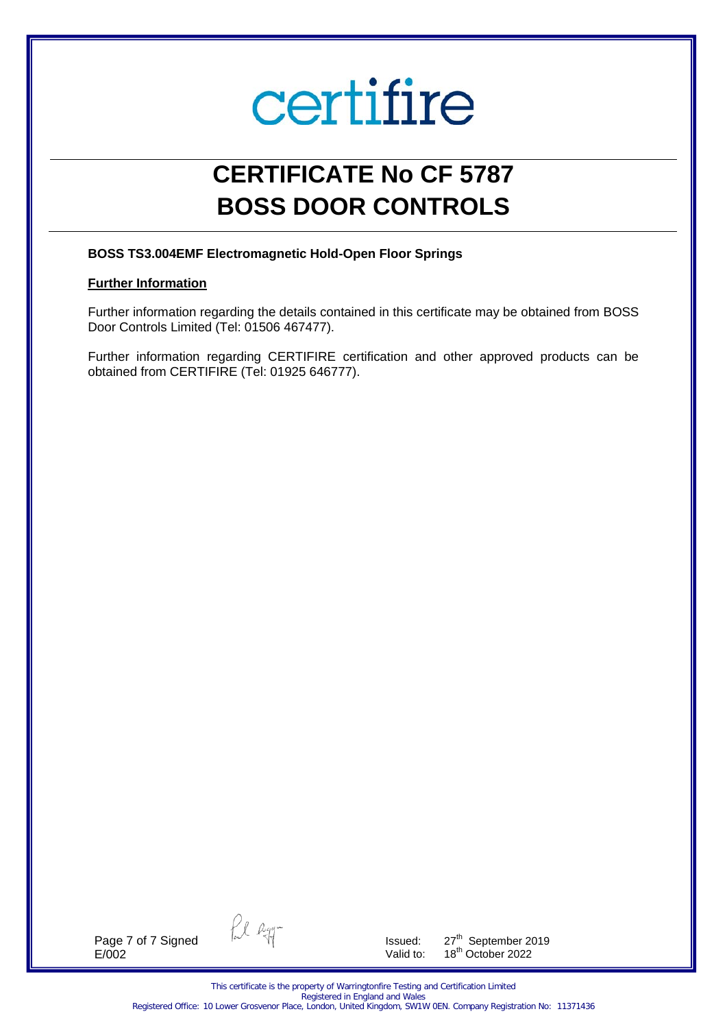certifire

# CERTIFICATE No CF 5787
# BOSS DOOR CONTROLS

**BOSS TS3.004EMF Electromagnetic Hold-Open Floor Springs**

**Further Information**

Further information regarding the details contained in this certificate may be obtained from BOSS Door Controls Limited (Tel: 01506 467477).

Further information regarding CERTIFIRE certification and other approved products can be obtained from CERTIFIRE (Tel: 01925 646777).

Signed
E/002

Issued: 27th September 2019
Valid to: 18th October 2022

This certificate is the property of Warringtonfire Testing and Certification Limited
Registered in England and Wales
Registered Office: 10 Lower Grosvenor Place, London, United Kingdom, SW1W 0EN. Company Registration No: 11371436